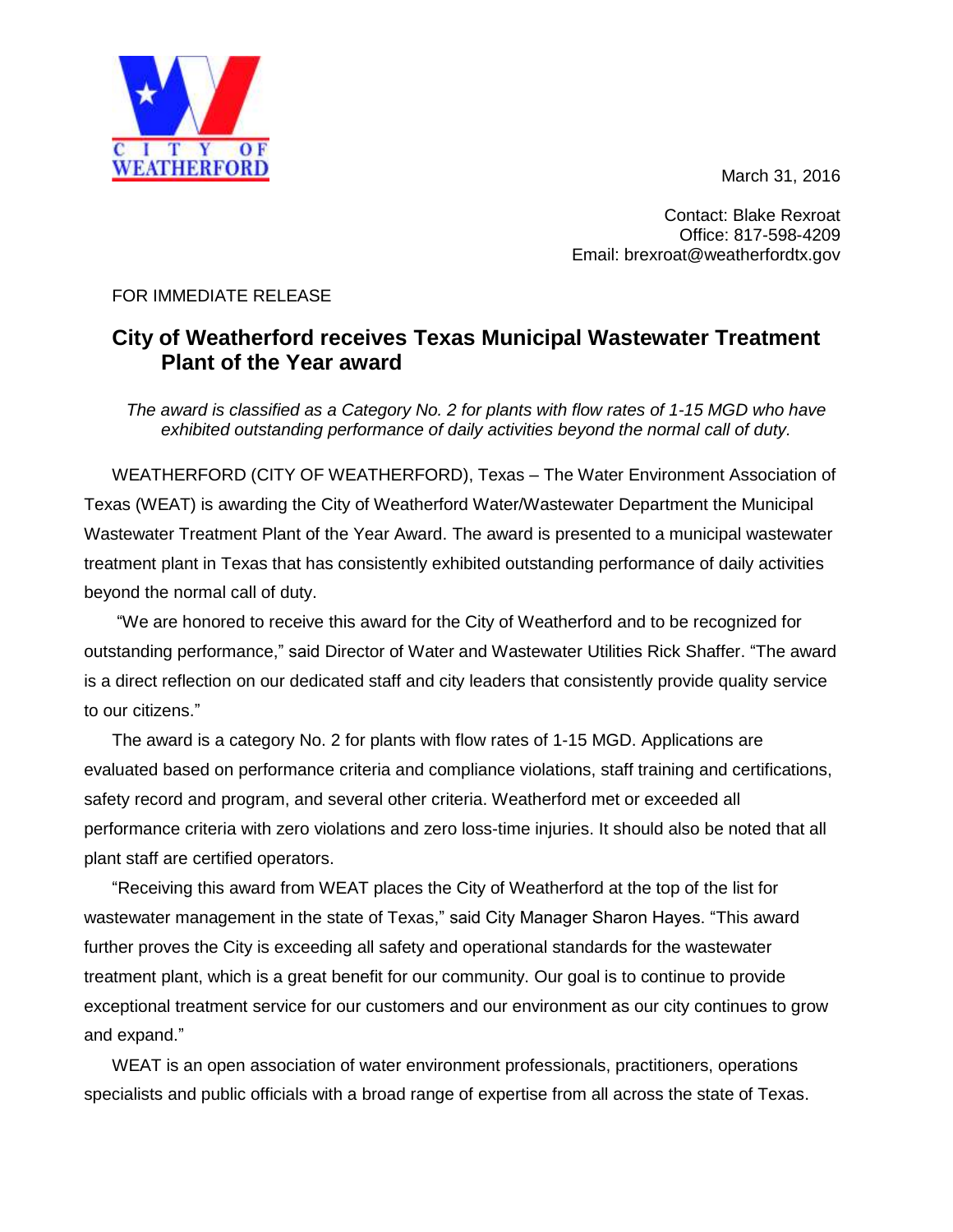CITY OF WEATHERFORD

March 31, 2016

Contact: Blake Rexroat
Office: 817-598-4209
Email: brexroat@weatherfordtx.gov

FOR IMMEDIATE RELEASE

# City of Weatherford receives Texas Municipal Wastewater Treatment Plant of the Year award

*The award is classified as a Category No. 2 for plants with flow rates of 1-15 MGD who have exhibited outstanding performance of daily activities beyond the normal call of duty.*

WEATHERFORD (CITY OF WEATHERFORD), Texas – The Water Environment Association of Texas (WEAT) is awarding the City of Weatherford Water/Wastewater Department the Municipal Wastewater Treatment Plant of the Year Award. The award is presented to a municipal wastewater treatment plant in Texas that has consistently exhibited outstanding performance of daily activities beyond the normal call of duty.

"We are honored to receive this award for the City of Weatherford and to be recognized for outstanding performance," said Director of Water and Wastewater Utilities Rick Shaffer. "The award is a direct reflection on our dedicated staff and city leaders that consistently provide quality service to our citizens."

The award is a category No. 2 for plants with flow rates of 1-15 MGD. Applications are evaluated based on performance criteria and compliance violations, staff training and certifications, safety record and program, and several other criteria. Weatherford met or exceeded all performance criteria with zero violations and zero loss-time injuries. It should also be noted that all plant staff are certified operators.

"Receiving this award from WEAT places the City of Weatherford at the top of the list for wastewater management in the state of Texas," said City Manager Sharon Hayes. "This award further proves the City is exceeding all safety and operational standards for the wastewater treatment plant, which is a great benefit for our community. Our goal is to continue to provide exceptional treatment service for our customers and our environment as our city continues to grow and expand."

WEAT is an open association of water environment professionals, practitioners, operations specialists and public officials with a broad range of expertise from all across the state of Texas.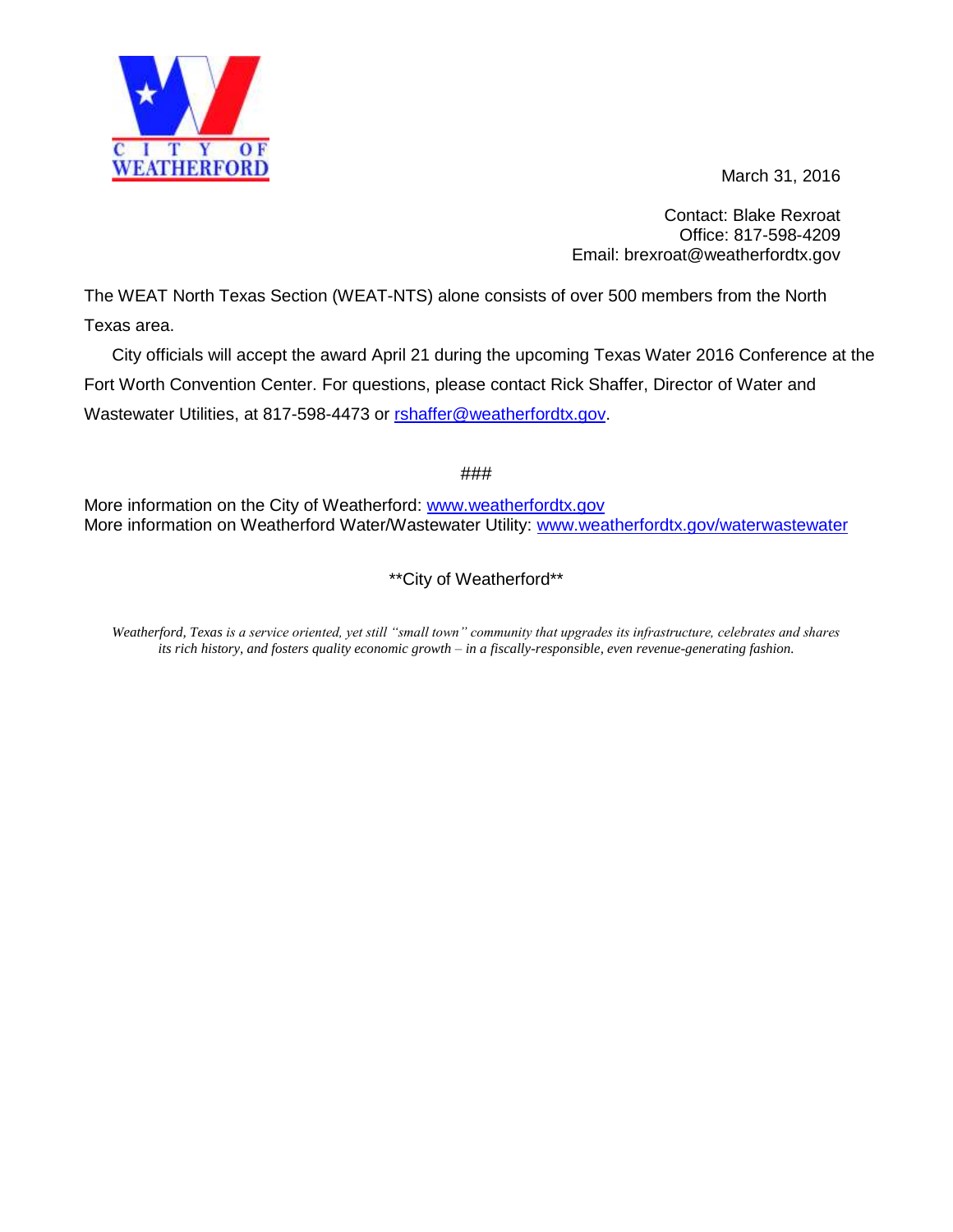March 31, 2016

Contact: Blake Rexroat
Office: 817-598-4209
Email: brexroat@weatherfordtx.gov

The WEAT North Texas Section (WEAT-NTS) alone consists of over 500 members from the North Texas area.

City officials will accept the award April 21 during the upcoming Texas Water 2016 Conference at the Fort Worth Convention Center. For questions, please contact Rick Shaffer, Director of Water and Wastewater Utilities, at 817-598-4473 or [rshaffer@weatherfordtx.gov](mailto:rshaffer@weatherfordtx.gov).

###

More information on the City of Weatherford: [www.weatherfordtx.gov](http://www.weatherfordtx.gov)
More information on Weatherford Water/Wastewater Utility: [www.weatherfordtx.gov/waterwastewater](http://www.weatherfordtx.gov/waterwastewater)

**City of Weatherford**

*Weatherford, Texas is a service oriented, yet still "small town" community that upgrades its infrastructure, celebrates and shares its rich history, and fosters quality economic growth – in a fiscally-responsible, even revenue-generating fashion.*